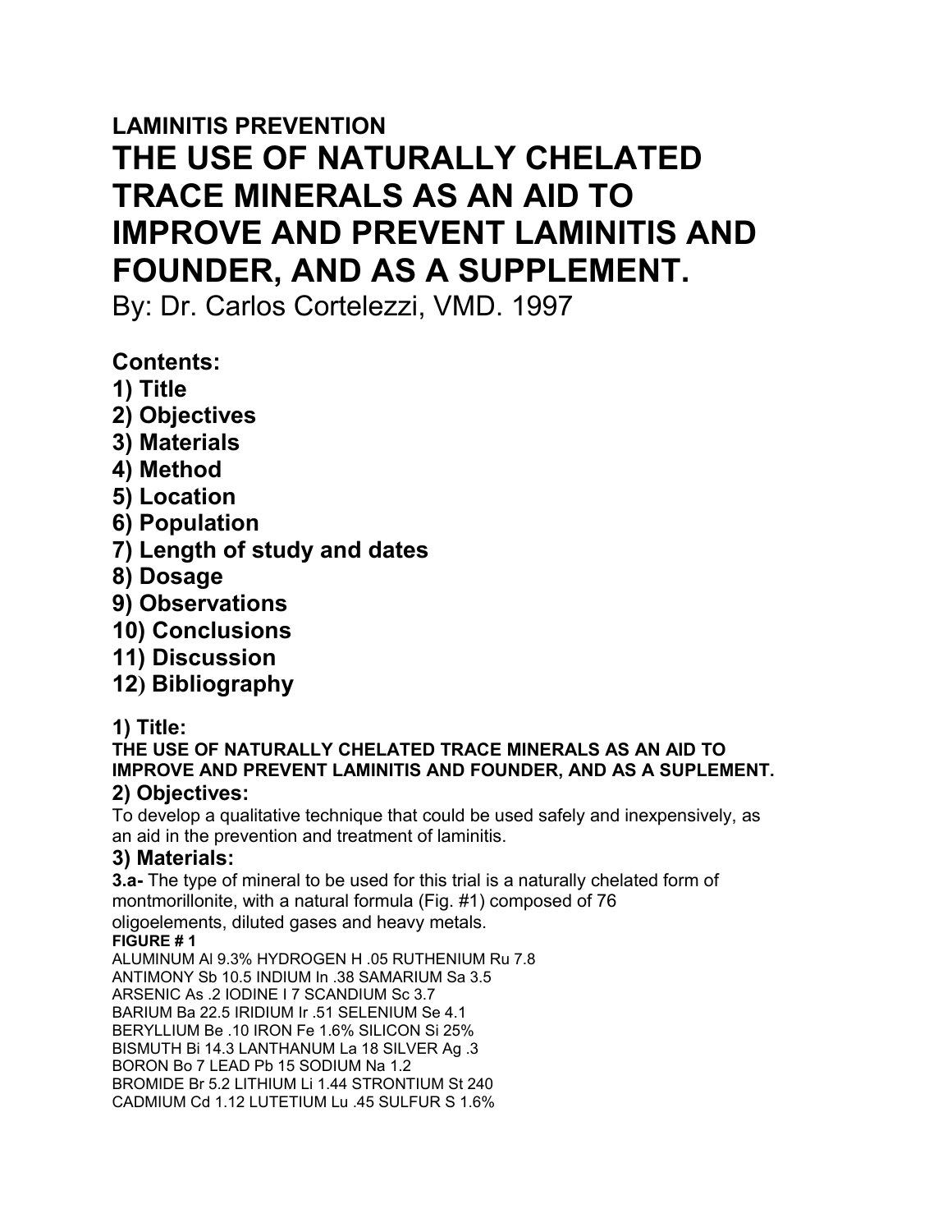**LAMINITIS PREVENTION**

# THE USE OF NATURALLY CHELATED TRACE MINERALS AS AN AID TO IMPROVE AND PREVENT LAMINITIS AND FOUNDER, AND AS A SUPPLEMENT.

By: Dr. Carlos Cortelezzi, VMD. 1997

## Contents:

**1) Title**
**2) Objectives**
**3) Materials**
**4) Method**
**5) Location**
**6) Population**
**7) Length of study and dates**
**8) Dosage**
**9) Observations**
**10) Conclusions**
**11) Discussion**
**12) Bibliography**

## 1) Title:

**THE USE OF NATURALLY CHELATED TRACE MINERALS AS AN AID TO IMPROVE AND PREVENT LAMINITIS AND FOUNDER, AND AS A SUPLEMENT.**

## 2) Objectives:

To develop a qualitative technique that could be used safely and inexpensively, as an aid in the prevention and treatment of laminitis.

## 3) Materials:

**3.a-** The type of mineral to be used for this trial is a naturally chelated form of montmorillonite, with a natural formula (Fig. #1) composed of 76 oligoelements, diluted gases and heavy metals.

**FIGURE # 1**

ALUMINUM Al 9.3% HYDROGEN H .05 RUTHENIUM Ru 7.8
ANTIMONY Sb 10.5 INDIUM In .38 SAMARIUM Sa 3.5
ARSENIC As .2 IODINE I 7 SCANDIUM Sc 3.7
BARIUM Ba 22.5 IRIDIUM Ir .51 SELENIUM Se 4.1
BERYLLIUM Be .10 IRON Fe 1.6% SILICON Si 25%
BISMUTH Bi 14.3 LANTHANUM La 18 SILVER Ag .3
BORON Bo 7 LEAD Pb 15 SODIUM Na 1.2
BROMIDE Br 5.2 LITHIUM Li 1.44 STRONTIUM St 240
CADMIUM Cd 1.12 LUTETIUM Lu .45 SULFUR S 1.6%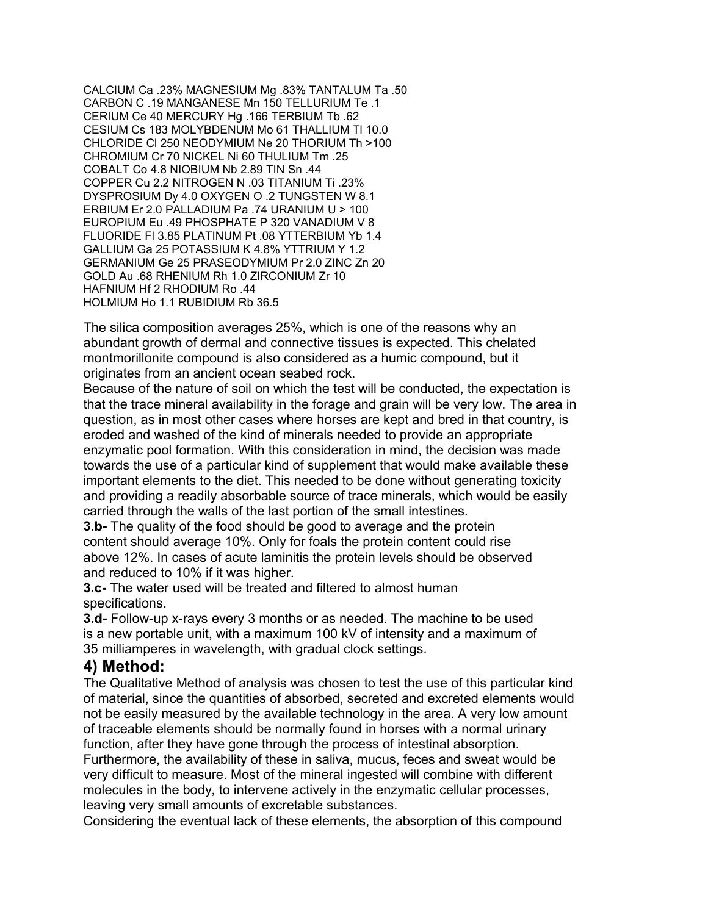CALCIUM Ca .23% MAGNESIUM Mg .83% TANTALUM Ta .50
CARBON C .19 MANGANESE Mn 150 TELLURIUM Te .1
CERIUM Ce 40 MERCURY Hg .166 TERBIUM Tb .62
CESIUM Cs 183 MOLYBDENUM Mo 61 THALLIUM Tl 10.0
CHLORIDE Cl 250 NEODYMIUM Ne 20 THORIUM Th >100
CHROMIUM Cr 70 NICKEL Ni 60 THULIUM Tm .25
COBALT Co 4.8 NIOBIUM Nb 2.89 TIN Sn .44
COPPER Cu 2.2 NITROGEN N .03 TITANIUM Ti .23%
DYSPROSIUM Dy 4.0 OXYGEN O .2 TUNGSTEN W 8.1
ERBIUM Er 2.0 PALLADIUM Pa .74 URANIUM U > 100
EUROPIUM Eu .49 PHOSPHATE P 320 VANADIUM V 8
FLUORIDE Fl 3.85 PLATINUM Pt .08 YTTERBIUM Yb 1.4
GALLIUM Ga 25 POTASSIUM K 4.8% YTTRIUM Y 1.2
GERMANIUM Ge 25 PRASEODYMIUM Pr 2.0 ZINC Zn 20
GOLD Au .68 RHENIUM Rh 1.0 ZIRCONIUM Zr 10
HAFNIUM Hf 2 RHODIUM Ro .44
HOLMIUM Ho 1.1 RUBIDIUM Rb 36.5

The silica composition averages 25%, which is one of the reasons why an abundant growth of dermal and connective tissues is expected. This chelated montmorillonite compound is also considered as a humic compound, but it originates from an ancient ocean seabed rock.
Because of the nature of soil on which the test will be conducted, the expectation is that the trace mineral availability in the forage and grain will be very low. The area in question, as in most other cases where horses are kept and bred in that country, is eroded and washed of the kind of minerals needed to provide an appropriate enzymatic pool formation. With this consideration in mind, the decision was made towards the use of a particular kind of supplement that would make available these important elements to the diet. This needed to be done without generating toxicity and providing a readily absorbable source of trace minerals, which would be easily carried through the walls of the last portion of the small intestines.

**3.b-** The quality of the food should be good to average and the protein content should average 10%. Only for foals the protein content could rise above 12%. In cases of acute laminitis the protein levels should be observed and reduced to 10% if it was higher.

**3.c-** The water used will be treated and filtered to almost human specifications.

**3.d-** Follow-up x-rays every 3 months or as needed. The machine to be used is a new portable unit, with a maximum 100 kV of intensity and a maximum of 35 milliamperes in wavelength, with gradual clock settings.

## 4) Method:

The Qualitative Method of analysis was chosen to test the use of this particular kind of material, since the quantities of absorbed, secreted and excreted elements would not be easily measured by the available technology in the area. A very low amount of traceable elements should be normally found in horses with a normal urinary function, after they have gone through the process of intestinal absorption. Furthermore, the availability of these in saliva, mucus, feces and sweat would be very difficult to measure. Most of the mineral ingested will combine with different molecules in the body, to intervene actively in the enzymatic cellular processes, leaving very small amounts of excretable substances.
Considering the eventual lack of these elements, the absorption of this compound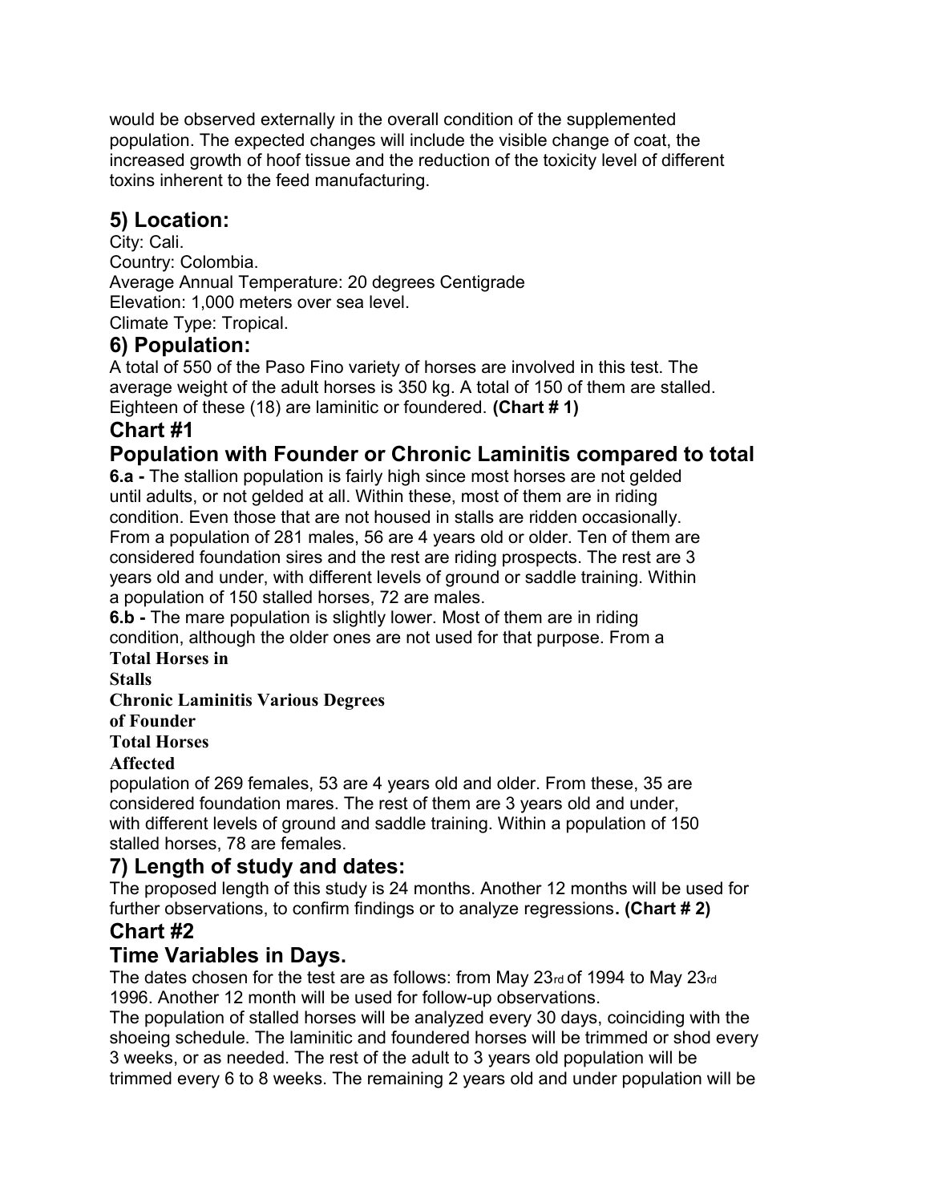would be observed externally in the overall condition of the supplemented population. The expected changes will include the visible change of coat, the increased growth of hoof tissue and the reduction of the toxicity level of different toxins inherent to the feed manufacturing.

## 5) Location:

City: Cali.
Country: Colombia.
Average Annual Temperature: 20 degrees Centigrade
Elevation: 1,000 meters over sea level.
Climate Type: Tropical.

## 6) Population:

A total of 550 of the Paso Fino variety of horses are involved in this test. The average weight of the adult horses is 350 kg. A total of 150 of them are stalled. Eighteen of these (18) are laminitic or foundered. **(Chart # 1)**

## Chart #1

## Population with Founder or Chronic Laminitis compared to total

**Total Horses in Stalls**

**Chronic Laminitis Various Degrees of Founder**

**Total Horses Affected**

**6.a -** The stallion population is fairly high since most horses are not gelded until adults, or not gelded at all. Within these, most of them are in riding condition. Even those that are not housed in stalls are ridden occasionally. From a population of 281 males, 56 are 4 years old or older. Ten of them are considered foundation sires and the rest are riding prospects. The rest are 3 years old and under, with different levels of ground or saddle training. Within a population of 150 stalled horses, 72 are males.

**6.b -** The mare population is slightly lower. Most of them are in riding condition, although the older ones are not used for that purpose. From a population of 269 females, 53 are 4 years old and older. From these, 35 are considered foundation mares. The rest of them are 3 years old and under, with different levels of ground and saddle training. Within a population of 150 stalled horses, 78 are females.

## 7) Length of study and dates:

The proposed length of this study is 24 months. Another 12 months will be used for further observations, to confirm findings or to analyze regressions**. (Chart # 2)**

## Chart #2

## Time Variables in Days.

The dates chosen for the test are as follows: from May 23rd of 1994 to May 23rd 1996. Another 12 month will be used for follow-up observations.

The population of stalled horses will be analyzed every 30 days, coinciding with the shoeing schedule. The laminitic and foundered horses will be trimmed or shod every 3 weeks, or as needed. The rest of the adult to 3 years old population will be trimmed every 6 to 8 weeks. The remaining 2 years old and under population will be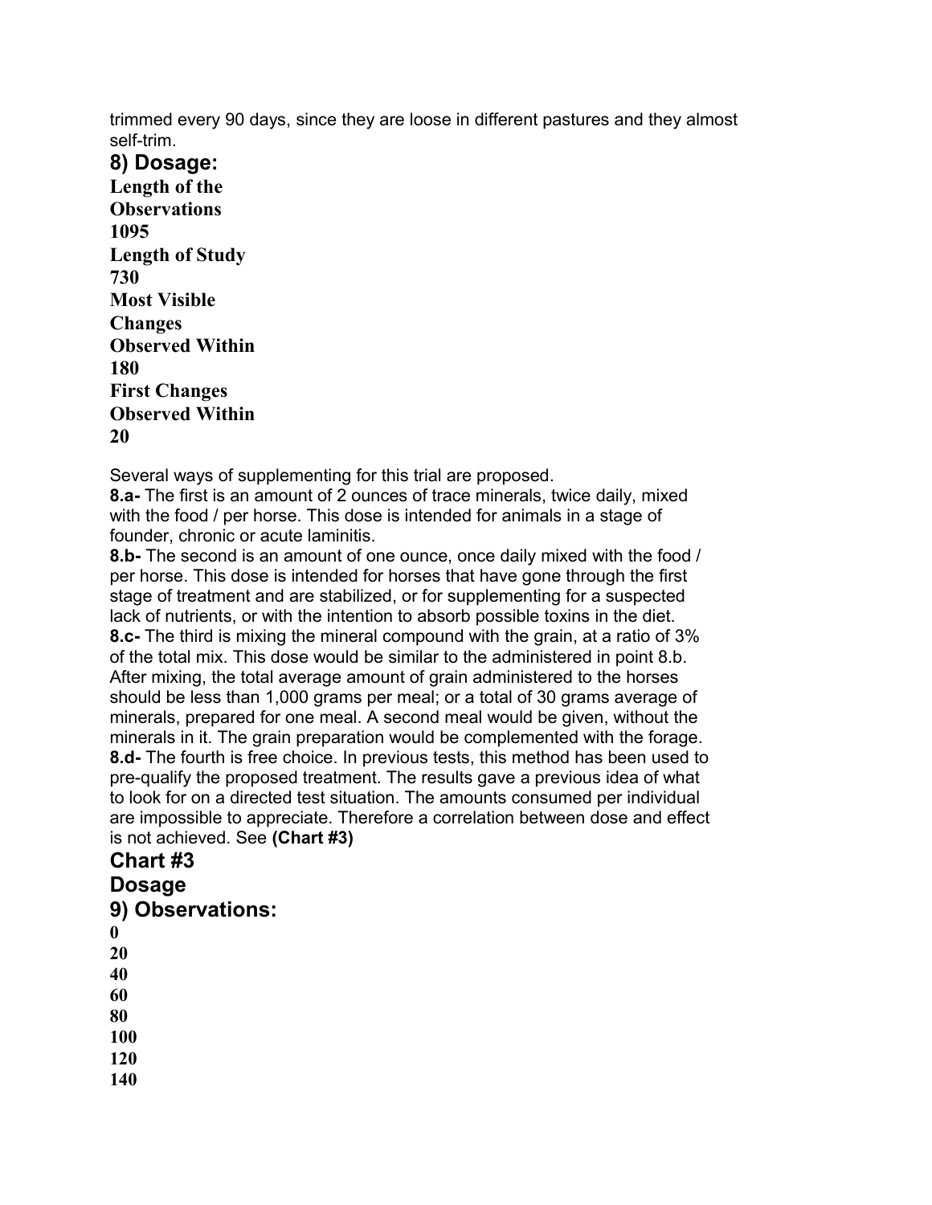trimmed every 90 days, since they are loose in different pastures and they almost self-trim.

## 8) Dosage:

**Length of the Observations**
**1095**
**Length of Study**
**730**
**Most Visible Changes Observed Within**
**180**
**First Changes Observed Within**
**20**

Several ways of supplementing for this trial are proposed.

**8.a-** The first is an amount of 2 ounces of trace minerals, twice daily, mixed with the food / per horse. This dose is intended for animals in a stage of founder, chronic or acute laminitis.

**8.b-** The second is an amount of one ounce, once daily mixed with the food / per horse. This dose is intended for horses that have gone through the first stage of treatment and are stabilized, or for supplementing for a suspected lack of nutrients, or with the intention to absorb possible toxins in the diet.

**8.c-** The third is mixing the mineral compound with the grain, at a ratio of 3% of the total mix. This dose would be similar to the administered in point 8.b. After mixing, the total average amount of grain administered to the horses should be less than 1,000 grams per meal; or a total of 30 grams average of minerals, prepared for one meal. A second meal would be given, without the minerals in it. The grain preparation would be complemented with the forage.

**8.d-** The fourth is free choice. In previous tests, this method has been used to pre-qualify the proposed treatment. The results gave a previous idea of what to look for on a directed test situation. The amounts consumed per individual are impossible to appreciate. Therefore a correlation between dose and effect is not achieved. See **(Chart #3)**

## Chart #3

## Dosage

## 9) Observations:

**0**
**20**
**40**
**60**
**80**
**100**
**120**
**140**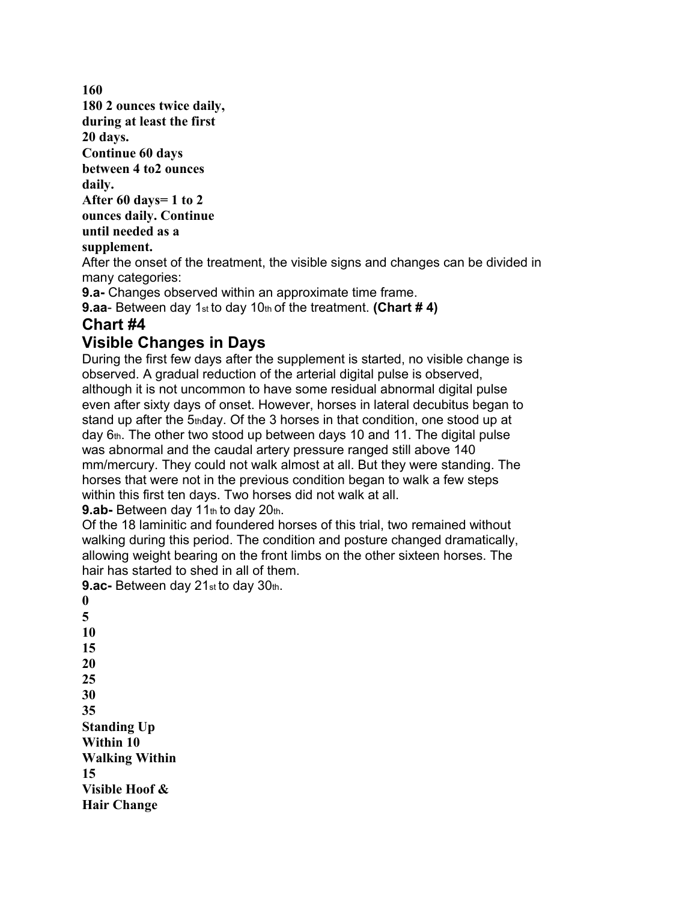**160**

**180 2 ounces twice daily, during at least the first 20 days.**

**Continue 60 days between 4 to2 ounces daily.**

**After 60 days= 1 to 2 ounces daily. Continue until needed as a supplement.**

After the onset of the treatment, the visible signs and changes can be divided in many categories:

**9.a-** Changes observed within an approximate time frame.

**9.aa**- Between day 1st to day 10th of the treatment. **(Chart # 4)**

## Chart #4

## Visible Changes in Days

During the first few days after the supplement is started, no visible change is observed. A gradual reduction of the arterial digital pulse is observed, although it is not uncommon to have some residual abnormal digital pulse even after sixty days of onset. However, horses in lateral decubitus began to stand up after the 5thday. Of the 3 horses in that condition, one stood up at day 6th. The other two stood up between days 10 and 11. The digital pulse was abnormal and the caudal artery pressure ranged still above 140 mm/mercury. They could not walk almost at all. But they were standing. The horses that were not in the previous condition began to walk a few steps within this first ten days. Two horses did not walk at all.

**9.ab-** Between day 11th to day 20th.

Of the 18 laminitic and foundered horses of this trial, two remained without walking during this period. The condition and posture changed dramatically, allowing weight bearing on the front limbs on the other sixteen horses. The hair has started to shed in all of them.

**9.ac-** Between day 21st to day 30th.

**0**
**5**
**10**
**15**
**20**
**25**
**30**
**35**

**Standing Up Within 10**

**Walking Within 15**

**Visible Hoof & Hair Change**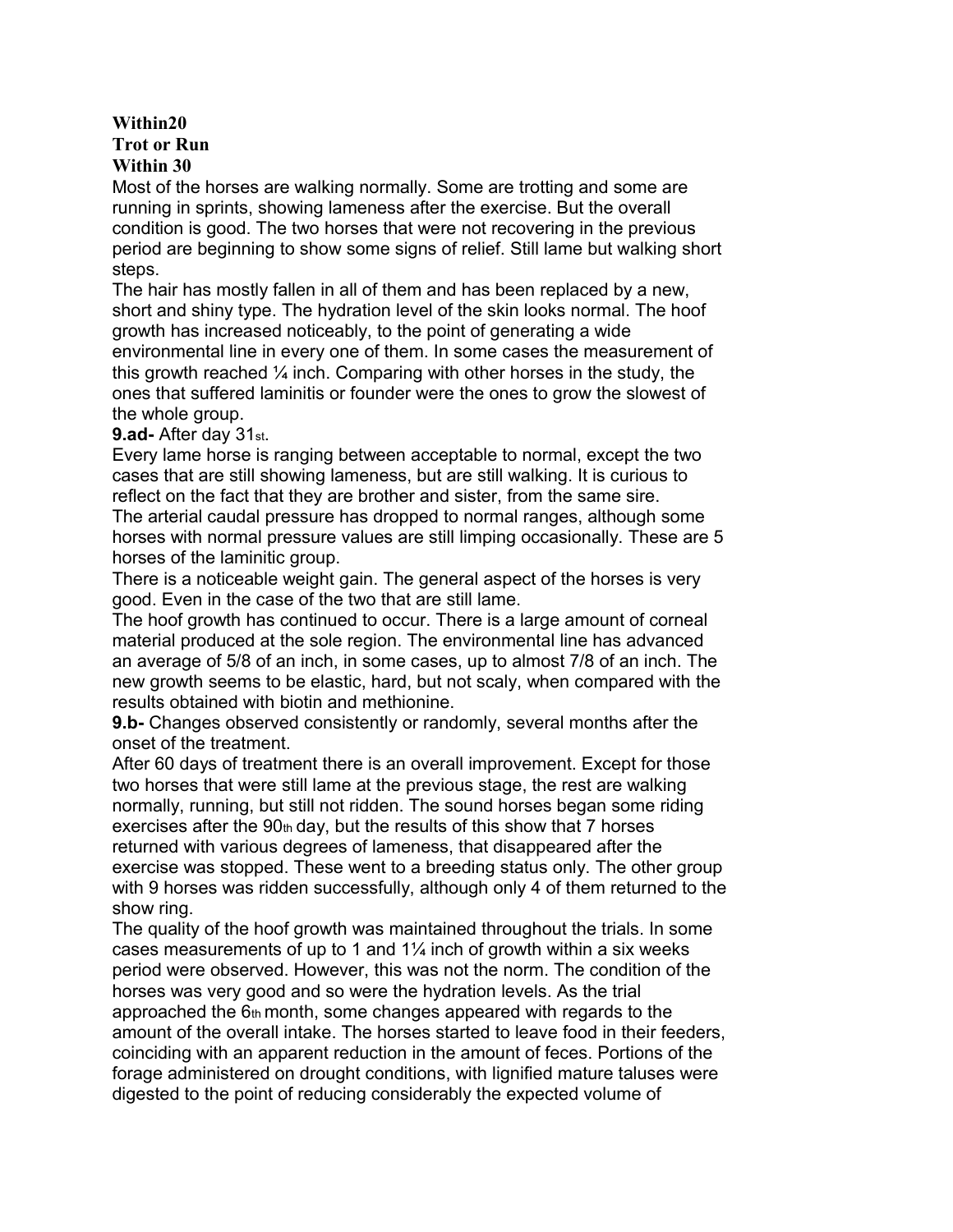**Within20**
**Trot or Run**
**Within 30**

Most of the horses are walking normally. Some are trotting and some are running in sprints, showing lameness after the exercise. But the overall condition is good. The two horses that were not recovering in the previous period are beginning to show some signs of relief. Still lame but walking short steps.

The hair has mostly fallen in all of them and has been replaced by a new, short and shiny type. The hydration level of the skin looks normal. The hoof growth has increased noticeably, to the point of generating a wide environmental line in every one of them. In some cases the measurement of this growth reached ¼ inch. Comparing with other horses in the study, the ones that suffered laminitis or founder were the ones to grow the slowest of the whole group.

**9.ad-** After day 31st.

Every lame horse is ranging between acceptable to normal, except the two cases that are still showing lameness, but are still walking. It is curious to reflect on the fact that they are brother and sister, from the same sire.

The arterial caudal pressure has dropped to normal ranges, although some horses with normal pressure values are still limping occasionally. These are 5 horses of the laminitic group.

There is a noticeable weight gain. The general aspect of the horses is very good. Even in the case of the two that are still lame.

The hoof growth has continued to occur. There is a large amount of corneal material produced at the sole region. The environmental line has advanced an average of 5/8 of an inch, in some cases, up to almost 7/8 of an inch. The new growth seems to be elastic, hard, but not scaly, when compared with the results obtained with biotin and methionine.

**9.b-** Changes observed consistently or randomly, several months after the onset of the treatment.

After 60 days of treatment there is an overall improvement. Except for those two horses that were still lame at the previous stage, the rest are walking normally, running, but still not ridden. The sound horses began some riding exercises after the 90th day, but the results of this show that 7 horses returned with various degrees of lameness, that disappeared after the exercise was stopped. These went to a breeding status only. The other group with 9 horses was ridden successfully, although only 4 of them returned to the show ring.

The quality of the hoof growth was maintained throughout the trials. In some cases measurements of up to 1 and 1¼ inch of growth within a six weeks period were observed. However, this was not the norm. The condition of the horses was very good and so were the hydration levels. As the trial approached the 6th month, some changes appeared with regards to the amount of the overall intake. The horses started to leave food in their feeders, coinciding with an apparent reduction in the amount of feces. Portions of the forage administered on drought conditions, with lignified mature taluses were digested to the point of reducing considerably the expected volume of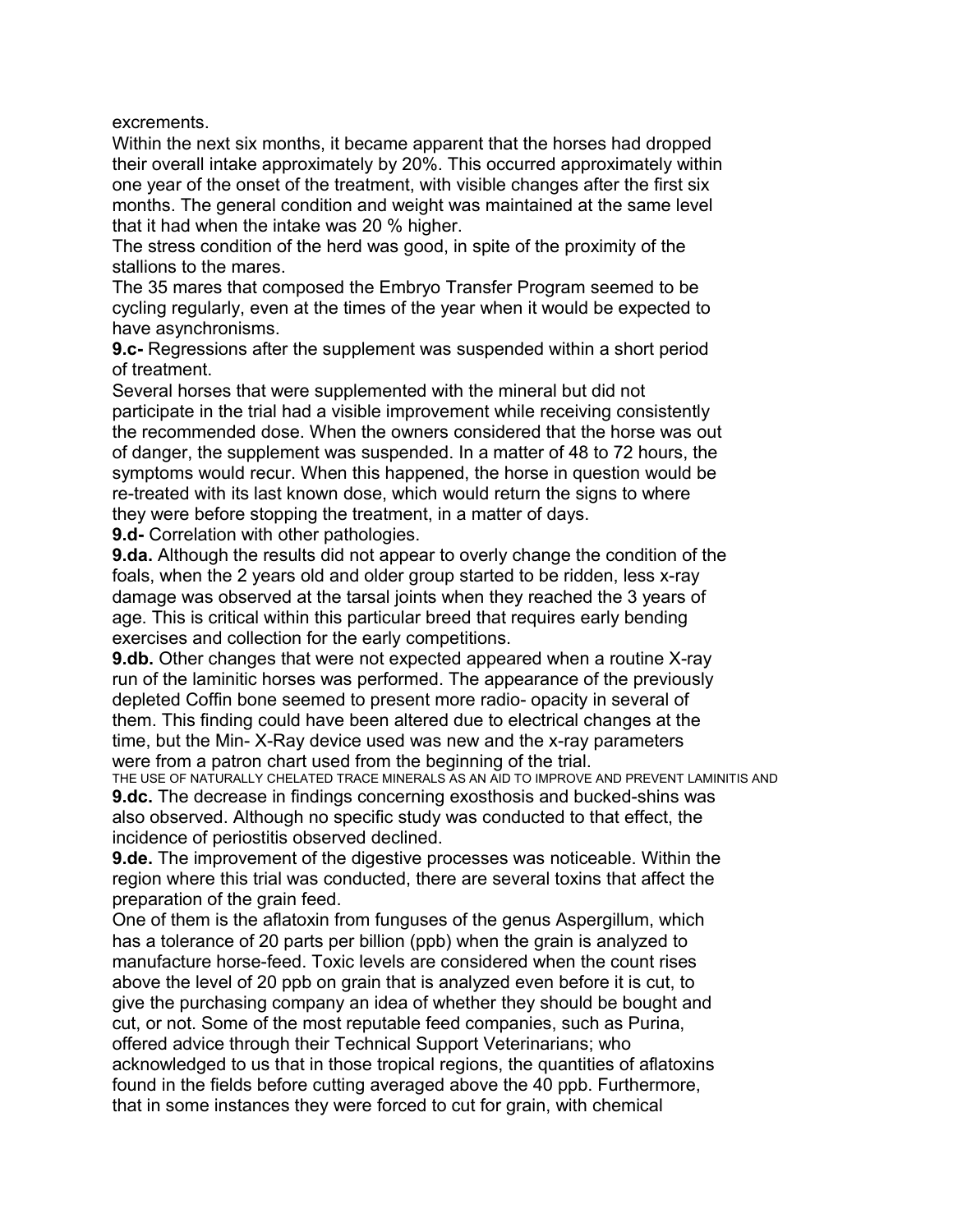excrements.

Within the next six months, it became apparent that the horses had dropped their overall intake approximately by 20%. This occurred approximately within one year of the onset of the treatment, with visible changes after the first six months. The general condition and weight was maintained at the same level that it had when the intake was 20 % higher.

The stress condition of the herd was good, in spite of the proximity of the stallions to the mares.

The 35 mares that composed the Embryo Transfer Program seemed to be cycling regularly, even at the times of the year when it would be expected to have asynchronisms.

**9.c-** Regressions after the supplement was suspended within a short period of treatment.

Several horses that were supplemented with the mineral but did not participate in the trial had a visible improvement while receiving consistently the recommended dose. When the owners considered that the horse was out of danger, the supplement was suspended. In a matter of 48 to 72 hours, the symptoms would recur. When this happened, the horse in question would be re-treated with its last known dose, which would return the signs to where they were before stopping the treatment, in a matter of days.

**9.d-** Correlation with other pathologies.

**9.da.** Although the results did not appear to overly change the condition of the foals, when the 2 years old and older group started to be ridden, less x-ray damage was observed at the tarsal joints when they reached the 3 years of age. This is critical within this particular breed that requires early bending exercises and collection for the early competitions.

**9.db.** Other changes that were not expected appeared when a routine X-ray run of the laminitic horses was performed. The appearance of the previously depleted Coffin bone seemed to present more radio- opacity in several of them. This finding could have been altered due to electrical changes at the time, but the Min- X-Ray device used was new and the x-ray parameters were from a patron chart used from the beginning of the trial.

**9.dc.** The decrease in findings concerning exosthosis and bucked-shins was also observed. Although no specific study was conducted to that effect, the incidence of periostitis observed declined.

**9.de.** The improvement of the digestive processes was noticeable. Within the region where this trial was conducted, there are several toxins that affect the preparation of the grain feed.

One of them is the aflatoxin from funguses of the genus Aspergillum, which has a tolerance of 20 parts per billion (ppb) when the grain is analyzed to manufacture horse-feed. Toxic levels are considered when the count rises above the level of 20 ppb on grain that is analyzed even before it is cut, to give the purchasing company an idea of whether they should be bought and cut, or not. Some of the most reputable feed companies, such as Purina, offered advice through their Technical Support Veterinarians; who acknowledged to us that in those tropical regions, the quantities of aflatoxins found in the fields before cutting averaged above the 40 ppb. Furthermore, that in some instances they were forced to cut for grain, with chemical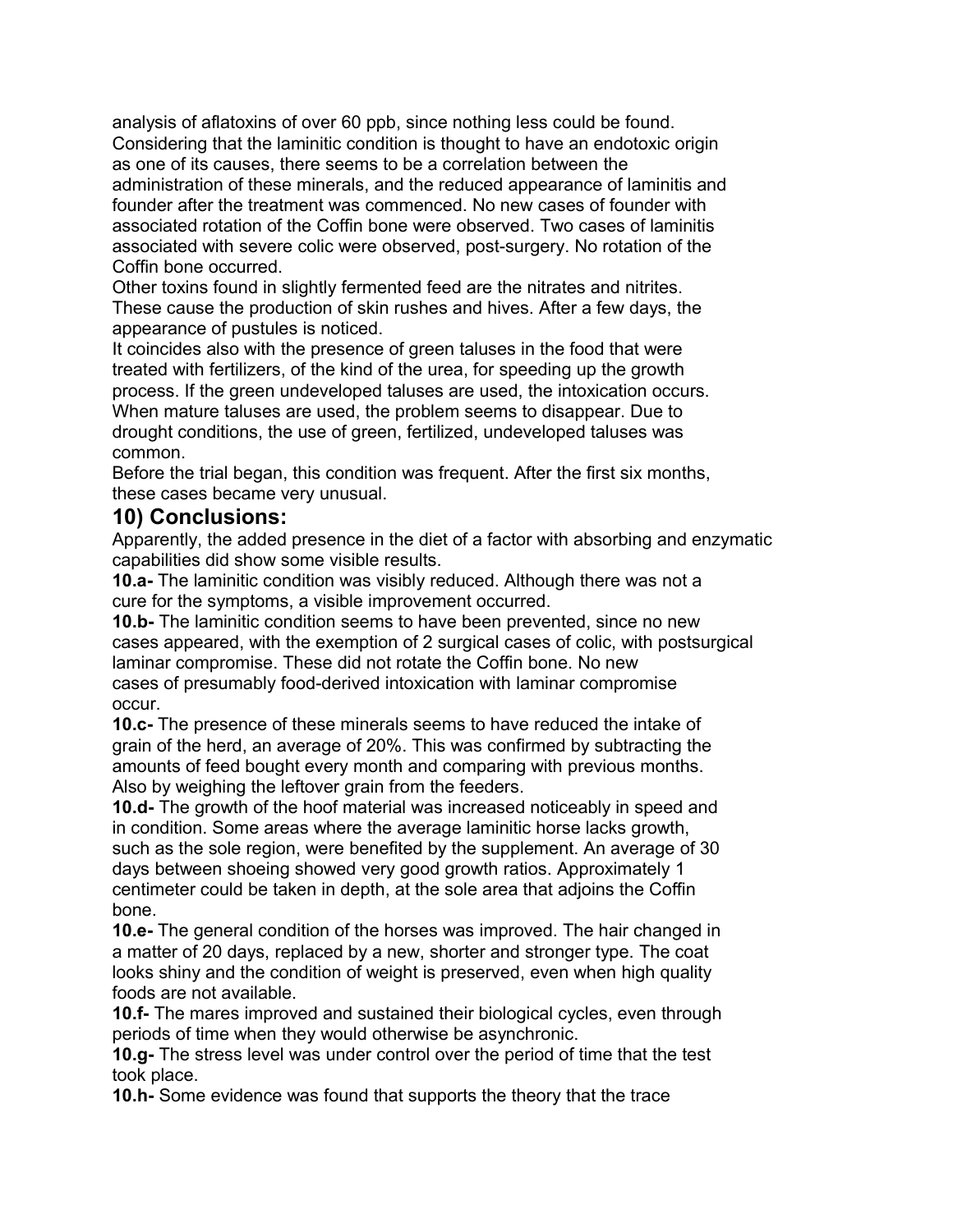analysis of aflatoxins of over 60 ppb, since nothing less could be found. Considering that the laminitic condition is thought to have an endotoxic origin as one of its causes, there seems to be a correlation between the administration of these minerals, and the reduced appearance of laminitis and founder after the treatment was commenced. No new cases of founder with associated rotation of the Coffin bone were observed. Two cases of laminitis associated with severe colic were observed, post-surgery. No rotation of the Coffin bone occurred.

Other toxins found in slightly fermented feed are the nitrates and nitrites. These cause the production of skin rushes and hives. After a few days, the appearance of pustules is noticed.

It coincides also with the presence of green taluses in the food that were treated with fertilizers, of the kind of the urea, for speeding up the growth process. If the green undeveloped taluses are used, the intoxication occurs. When mature taluses are used, the problem seems to disappear. Due to drought conditions, the use of green, fertilized, undeveloped taluses was common.

Before the trial began, this condition was frequent. After the first six months, these cases became very unusual.

## 10) Conclusions:

Apparently, the added presence in the diet of a factor with absorbing and enzymatic capabilities did show some visible results.

**10.a-** The laminitic condition was visibly reduced. Although there was not a cure for the symptoms, a visible improvement occurred.

**10.b-** The laminitic condition seems to have been prevented, since no new cases appeared, with the exemption of 2 surgical cases of colic, with postsurgical laminar compromise. These did not rotate the Coffin bone. No new cases of presumably food-derived intoxication with laminar compromise occur.

**10.c-** The presence of these minerals seems to have reduced the intake of grain of the herd, an average of 20%. This was confirmed by subtracting the amounts of feed bought every month and comparing with previous months. Also by weighing the leftover grain from the feeders.

**10.d-** The growth of the hoof material was increased noticeably in speed and in condition. Some areas where the average laminitic horse lacks growth, such as the sole region, were benefited by the supplement. An average of 30 days between shoeing showed very good growth ratios. Approximately 1 centimeter could be taken in depth, at the sole area that adjoins the Coffin bone.

**10.e-** The general condition of the horses was improved. The hair changed in a matter of 20 days, replaced by a new, shorter and stronger type. The coat looks shiny and the condition of weight is preserved, even when high quality foods are not available.

**10.f-** The mares improved and sustained their biological cycles, even through periods of time when they would otherwise be asynchronic.

**10.g-** The stress level was under control over the period of time that the test took place.

**10.h-** Some evidence was found that supports the theory that the trace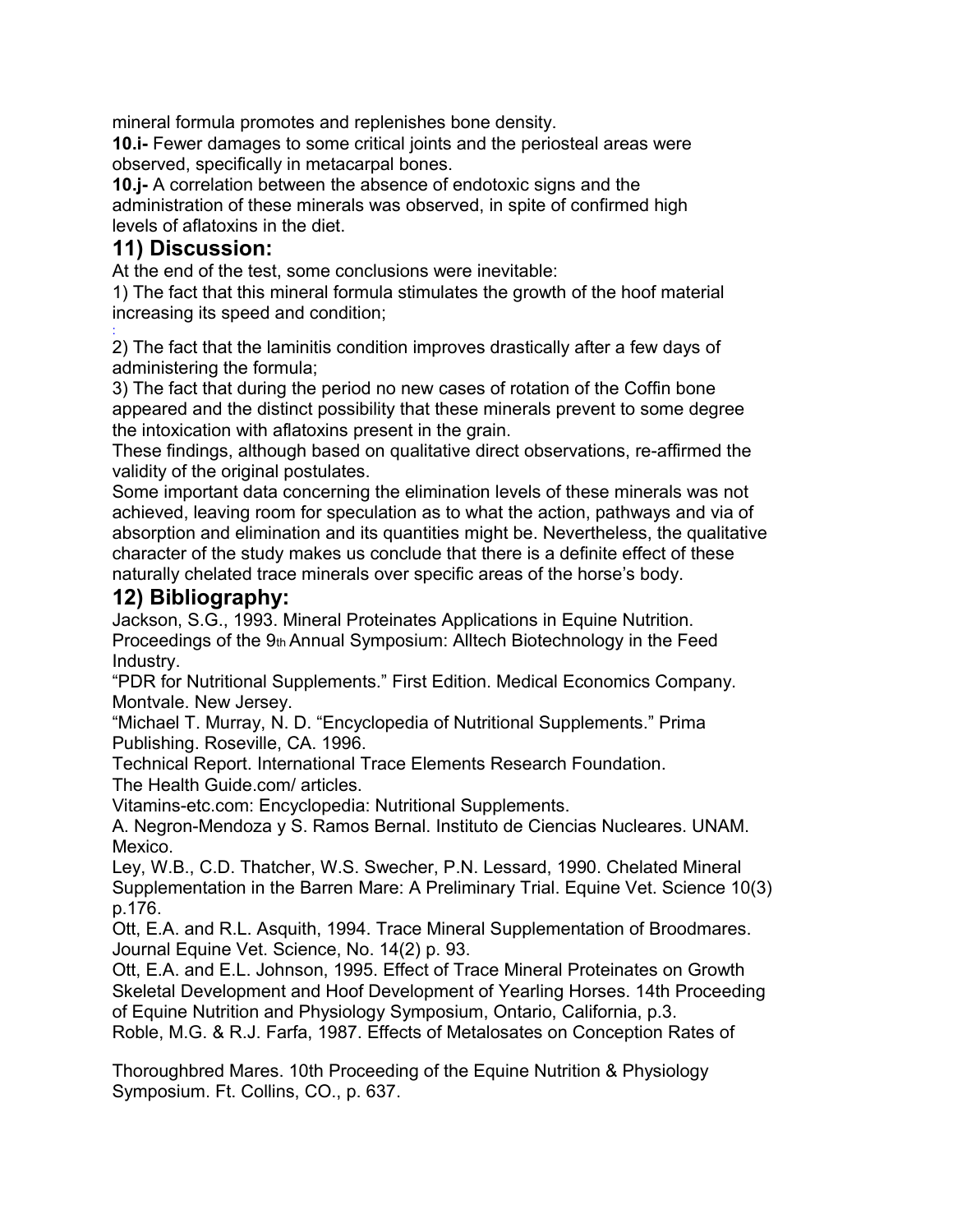mineral formula promotes and replenishes bone density.

**10.i-** Fewer damages to some critical joints and the periosteal areas were observed, specifically in metacarpal bones.

**10.j-** A correlation between the absence of endotoxic signs and the administration of these minerals was observed, in spite of confirmed high levels of aflatoxins in the diet.

## 11) Discussion:

At the end of the test, some conclusions were inevitable:

1) The fact that this mineral formula stimulates the growth of the hoof material increasing its speed and condition;

2) The fact that the laminitis condition improves drastically after a few days of administering the formula;

3) The fact that during the period no new cases of rotation of the Coffin bone appeared and the distinct possibility that these minerals prevent to some degree the intoxication with aflatoxins present in the grain.

These findings, although based on qualitative direct observations, re-affirmed the validity of the original postulates.

Some important data concerning the elimination levels of these minerals was not achieved, leaving room for speculation as to what the action, pathways and via of absorption and elimination and its quantities might be. Nevertheless, the qualitative character of the study makes us conclude that there is a definite effect of these naturally chelated trace minerals over specific areas of the horse's body.

## 12) Bibliography:

Jackson, S.G., 1993. Mineral Proteinates Applications in Equine Nutrition. Proceedings of the 9th Annual Symposium: Alltech Biotechnology in the Feed Industry.

"PDR for Nutritional Supplements." First Edition. Medical Economics Company. Montvale. New Jersey.

"Michael T. Murray, N. D. "Encyclopedia of Nutritional Supplements." Prima Publishing. Roseville, CA. 1996.

Technical Report. International Trace Elements Research Foundation.

The Health Guide.com/ articles.

Vitamins-etc.com: Encyclopedia: Nutritional Supplements.

A. Negron-Mendoza y S. Ramos Bernal. Instituto de Ciencias Nucleares. UNAM. Mexico.

Ley, W.B., C.D. Thatcher, W.S. Swecher, P.N. Lessard, 1990. Chelated Mineral Supplementation in the Barren Mare: A Preliminary Trial. Equine Vet. Science 10(3) p.176.

Ott, E.A. and R.L. Asquith, 1994. Trace Mineral Supplementation of Broodmares. Journal Equine Vet. Science, No. 14(2) p. 93.

Ott, E.A. and E.L. Johnson, 1995. Effect of Trace Mineral Proteinates on Growth Skeletal Development and Hoof Development of Yearling Horses. 14th Proceeding of Equine Nutrition and Physiology Symposium, Ontario, California, p.3.

Roble, M.G. & R.J. Farfa, 1987. Effects of Metalosates on Conception Rates of Thoroughbred Mares. 10th Proceeding of the Equine Nutrition & Physiology Symposium. Ft. Collins, CO., p. 637.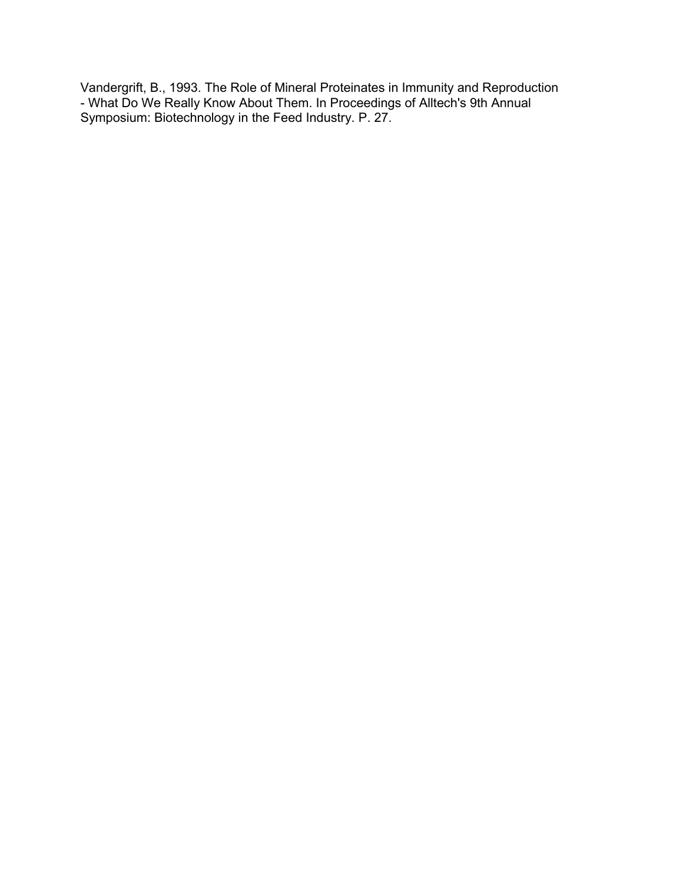Vandergrift, B., 1993. The Role of Mineral Proteinates in Immunity and Reproduction - What Do We Really Know About Them. In Proceedings of Alltech's 9th Annual Symposium: Biotechnology in the Feed Industry. P. 27.